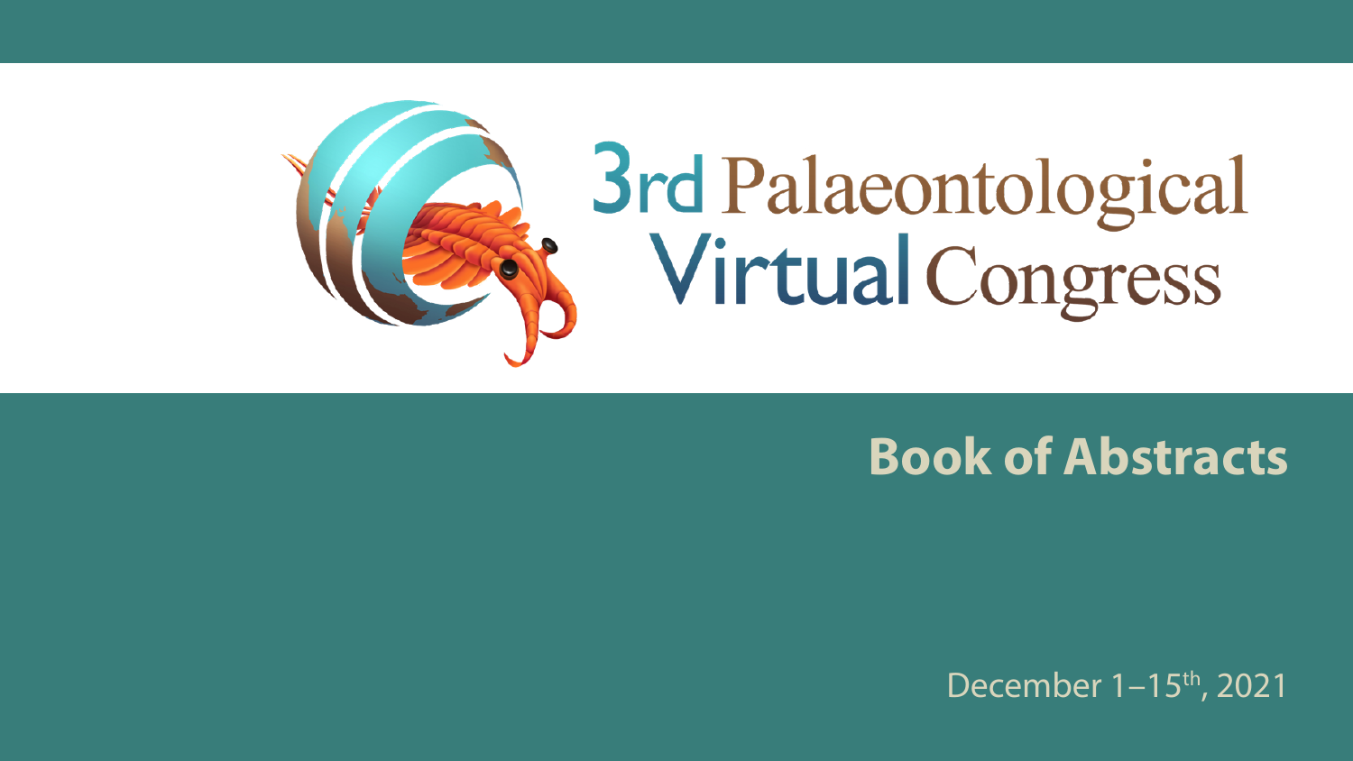# 3rd Palaeontological Virtual Congress

## Book of Abstracts

December 1–15th, 2021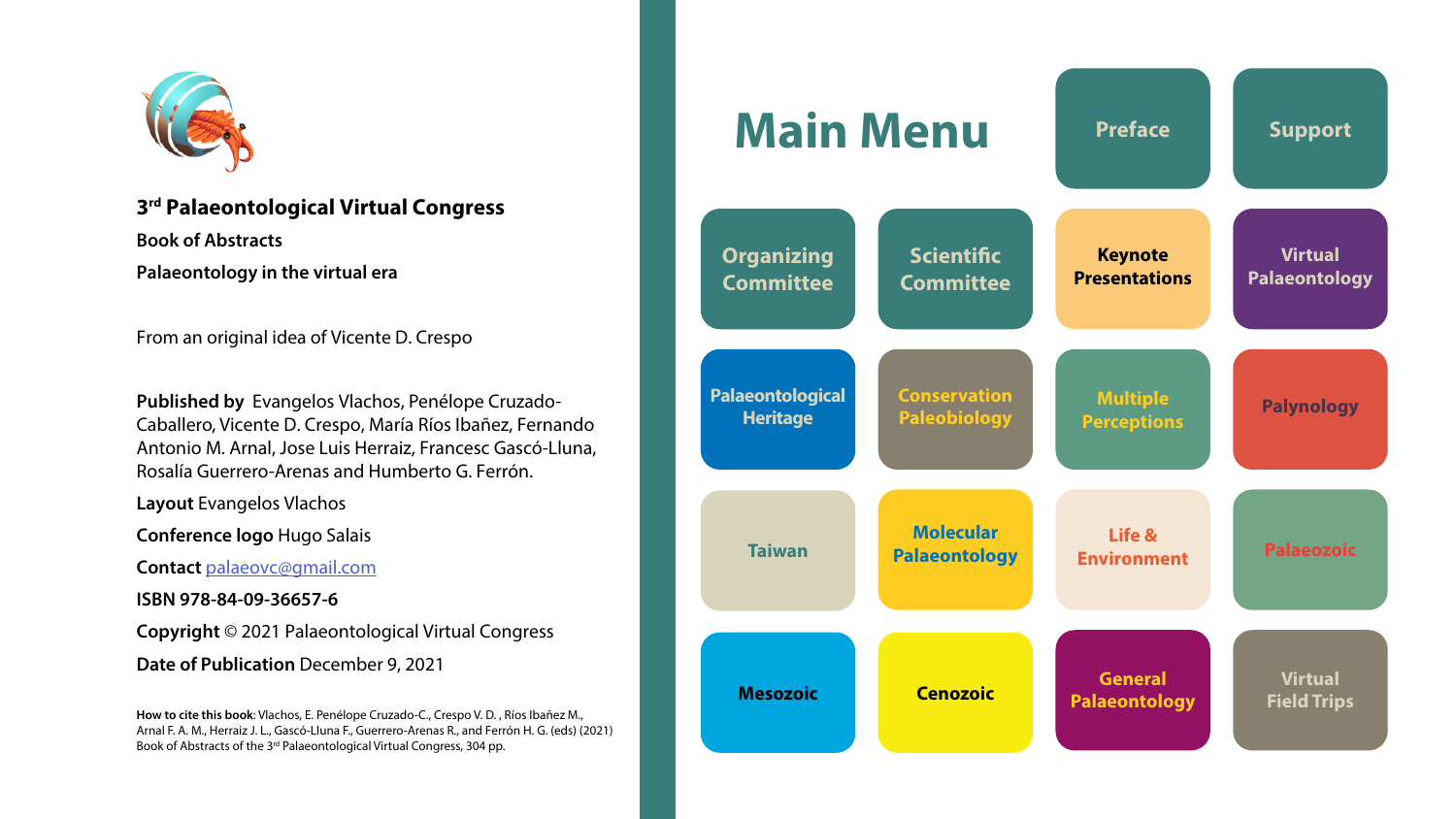**3rd Palaeontological Virtual Congress**

**Book of Abstracts**

**Palaeontology in the virtual era**

From an original idea of Vicente D. Crespo

**Published by** Evangelos Vlachos, Penélope Cruzado-Caballero, Vicente D. Crespo, María Ríos Ibañez, Fernando Antonio M. Arnal, Jose Luis Herraiz, Francesc Gascó-Lluna, Rosalía Guerrero-Arenas and Humberto G. Ferrón.

**Layout** Evangelos Vlachos

**Conference logo** Hugo Salais

**Contact** palaeovc@gmail.com

**ISBN 978-84-09-36657-6**

**Copyright** © 2021 Palaeontological Virtual Congress

**Date of Publication** December 9, 2021

**How to cite this book**: Vlachos, E. Penélope Cruzado-C., Crespo V. D. , Ríos Ibañez M., Arnal F. A. M., Herraiz J. L., Gascó-Lluna F., Guerrero-Arenas R., and Ferrón H. G. (eds) (2021) Book of Abstracts of the 3rd Palaeontological Virtual Congress, 304 pp.

# Main Menu

- Preface
- Support
- Organizing Committee
- Scientific Committee
- Keynote Presentations
- Virtual Palaeontology
- Palaeontological Heritage
- Conservation Paleobiology
- Multiple Perceptions
- Palynology
- Taiwan
- Molecular Palaeontology
- Life & Environment
- Palaeozoic
- Mesozoic
- Cenozoic
- General Palaeontology
- Virtual Field Trips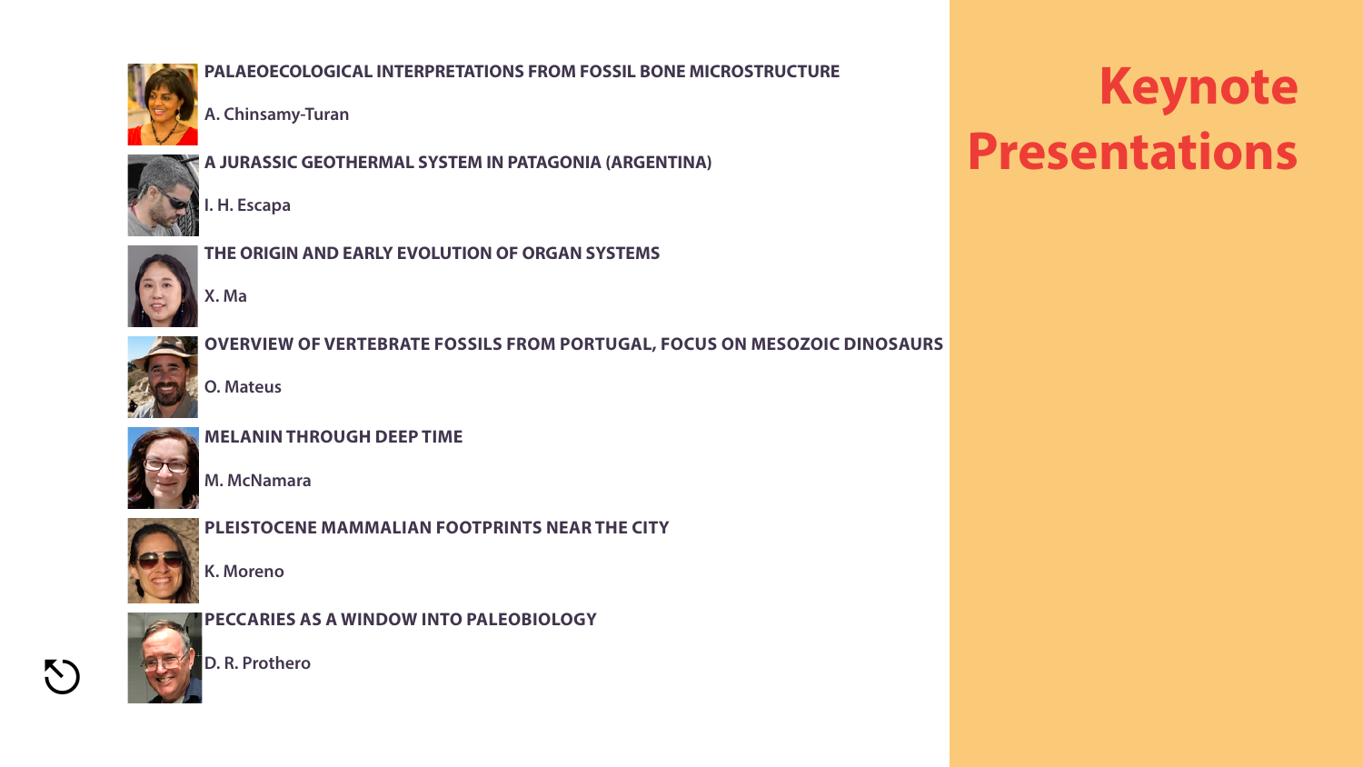# Keynote Presentations

**PALAEOECOLOGICAL INTERPRETATIONS FROM FOSSIL BONE MICROSTRUCTURE**

**A. Chinsamy-Turan**

**A JURASSIC GEOTHERMAL SYSTEM IN PATAGONIA (ARGENTINA)**

**I. H. Escapa**

**THE ORIGIN AND EARLY EVOLUTION OF ORGAN SYSTEMS**

**X. Ma**

**OVERVIEW OF VERTEBRATE FOSSILS FROM PORTUGAL, FOCUS ON MESOZOIC DINOSAURS**

**O. Mateus**

**MELANIN THROUGH DEEP TIME**

**M. McNamara**

**PLEISTOCENE MAMMALIAN FOOTPRINTS NEAR THE CITY**

**K. Moreno**

**PECCARIES AS A WINDOW INTO PALEOBIOLOGY**

**D. R. Prothero**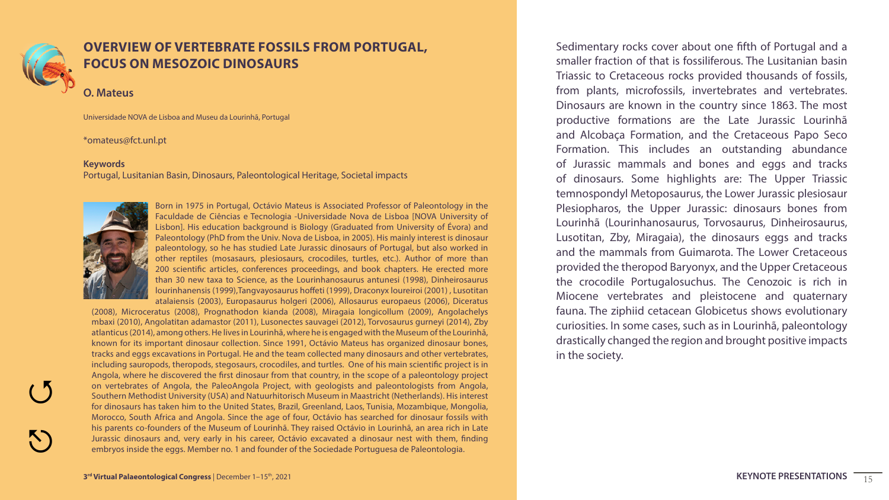# OVERVIEW OF VERTEBRATE FOSSILS FROM PORTUGAL, FOCUS ON MESOZOIC DINOSAURS

**O. Mateus**

Universidade NOVA de Lisboa and Museu da Lourinhã, Portugal

*omateus@fct.unl.pt

**Keywords**

Portugal, Lusitanian Basin, Dinosaurs, Paleontological Heritage, Societal impacts

Born in 1975 in Portugal, Octávio Mateus is Associated Professor of Paleontology in the Faculdade de Ciências e Tecnologia -Universidade Nova de Lisboa [NOVA University of Lisbon]. His education background is Biology (Graduated from University of Évora) and Paleontology (PhD from the Univ. Nova de Lisboa, in 2005). His mainly interest is dinosaur paleontology, so he has studied Late Jurassic dinosaurs of Portugal, but also worked in other reptiles (mosasaurs, plesiosaurs, crocodiles, turtles, etc.). Author of more than 200 scientific articles, conferences proceedings, and book chapters. He erected more than 30 new taxa to Science, as the Lourinhanosaurus antunesi (1998), Dinheirosaurus lourinhanensis (1999),Tangvayosaurus hoffeti (1999), Draconyx loureiroi (2001) , Lusotitan atalaiensis (2003), Europasaurus holgeri (2006), Allosaurus europaeus (2006), Diceratus (2008), Microceratus (2008), Prognathodon kianda (2008), Miragaia longicollum (2009), Angolachelys mbaxi (2010), Angolatitan adamastor (2011), Lusonectes sauvagei (2012), Torvosaurus gurneyi (2014), Zby atlanticus (2014), among others. He lives in Lourinhã, where he is engaged with the Museum of the Lourinhã, known for its important dinosaur collection. Since 1991, Octávio Mateus has organized dinosaur bones, tracks and eggs excavations in Portugal. He and the team collected many dinosaurs and other vertebrates, including sauropods, theropods, stegosaurs, crocodiles, and turtles. One of his main scientific project is in Angola, where he discovered the first dinosaur from that country, in the scope of a paleontology project on vertebrates of Angola, the PaleoAngola Project, with geologists and paleontologists from Angola, Southern Methodist University (USA) and Natuurhitorisch Museum in Maastricht (Netherlands). His interest for dinosaurs has taken him to the United States, Brazil, Greenland, Laos, Tunisia, Mozambique, Mongolia, Morocco, South Africa and Angola. Since the age of four, Octávio has searched for dinosaur fossils with his parents co-founders of the Museum of Lourinhã. They raised Octávio in Lourinhã, an area rich in Late Jurassic dinosaurs and, very early in his career, Octávio excavated a dinosaur nest with them, finding embryos inside the eggs. Member no. 1 and founder of the Sociedade Portuguesa de Paleontologia.

Sedimentary rocks cover about one fifth of Portugal and a smaller fraction of that is fossiliferous. The Lusitanian basin Triassic to Cretaceous rocks provided thousands of fossils, from plants, microfossils, invertebrates and vertebrates. Dinosaurs are known in the country since 1863. The most productive formations are the Late Jurassic Lourinhã and Alcobaça Formation, and the Cretaceous Papo Seco Formation. This includes an outstanding abundance of Jurassic mammals and bones and eggs and tracks of dinosaurs. Some highlights are: The Upper Triassic temnospondyl Metoposaurus, the Lower Jurassic plesiosaur Plesiopharos, the Upper Jurassic: dinosaurs bones from Lourinhã (Lourinhanosaurus, Torvosaurus, Dinheirosaurus, Lusotitan, Zby, Miragaia), the dinosaurs eggs and tracks and the mammals from Guimarota. The Lower Cretaceous provided the theropod Baryonyx, and the Upper Cretaceous the crocodile Portugalosuchus. The Cenozoic is rich in Miocene vertebrates and pleistocene and quaternary fauna. The ziphiid cetacean Globicetus shows evolutionary curiosities. In some cases, such as in Lourinhã, paleontology drastically changed the region and brought positive impacts in the society.